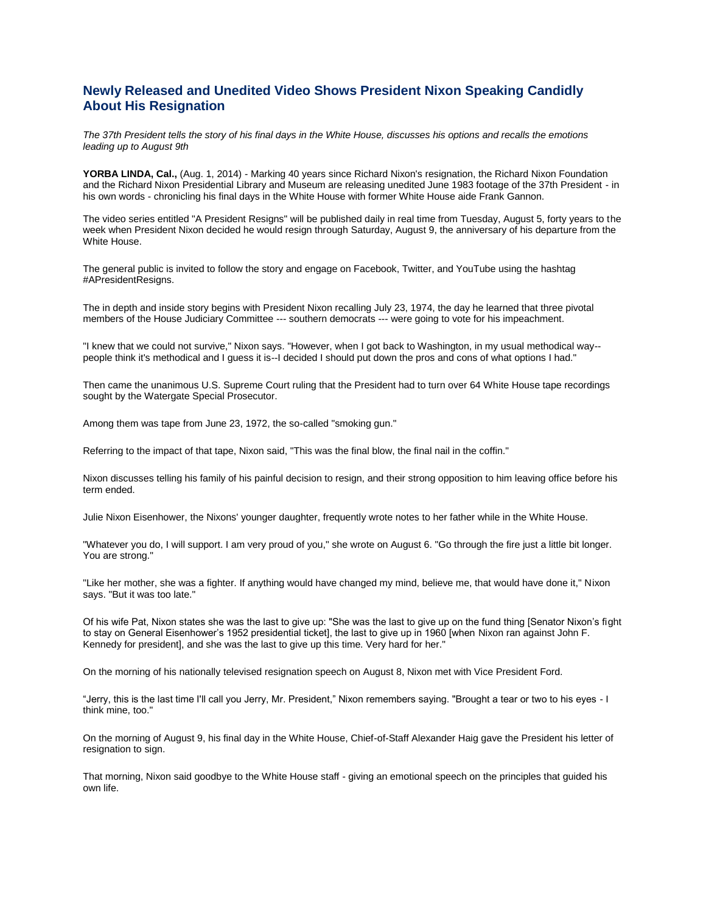# Newly Released and Unedited Video Shows President Nixon Speaking Candidly About His Resignation

*The 37th President tells the story of his final days in the White House, discusses his options and recalls the emotions leading up to August 9th*

**YORBA LINDA, Cal.,** (Aug. 1, 2014) - Marking 40 years since Richard Nixon's resignation, the Richard Nixon Foundation and the Richard Nixon Presidential Library and Museum are releasing unedited June 1983 footage of the 37th President - in his own words - chronicling his final days in the White House with former White House aide Frank Gannon.

The video series entitled "A President Resigns" will be published daily in real time from Tuesday, August 5, forty years to the week when President Nixon decided he would resign through Saturday, August 9, the anniversary of his departure from the White House.

The general public is invited to follow the story and engage on Facebook, Twitter, and YouTube using the hashtag #APresidentResigns.

The in depth and inside story begins with President Nixon recalling July 23, 1974, the day he learned that three pivotal members of the House Judiciary Committee --- southern democrats --- were going to vote for his impeachment.

"I knew that we could not survive," Nixon says. "However, when I got back to Washington, in my usual methodical way--people think it's methodical and I guess it is--I decided I should put down the pros and cons of what options I had."

Then came the unanimous U.S. Supreme Court ruling that the President had to turn over 64 White House tape recordings sought by the Watergate Special Prosecutor.

Among them was tape from June 23, 1972, the so-called "smoking gun."

Referring to the impact of that tape, Nixon said, "This was the final blow, the final nail in the coffin."

Nixon discusses telling his family of his painful decision to resign, and their strong opposition to him leaving office before his term ended.

Julie Nixon Eisenhower, the Nixons' younger daughter, frequently wrote notes to her father while in the White House.

"Whatever you do, I will support. I am very proud of you," she wrote on August 6. "Go through the fire just a little bit longer. You are strong."

"Like her mother, she was a fighter. If anything would have changed my mind, believe me, that would have done it," Nixon says. "But it was too late."

Of his wife Pat, Nixon states she was the last to give up: "She was the last to give up on the fund thing [Senator Nixon's fight to stay on General Eisenhower's 1952 presidential ticket], the last to give up in 1960 [when Nixon ran against John F. Kennedy for president], and she was the last to give up this time. Very hard for her."

On the morning of his nationally televised resignation speech on August 8, Nixon met with Vice President Ford.

"Jerry, this is the last time I'll call you Jerry, Mr. President," Nixon remembers saying. "Brought a tear or two to his eyes - I think mine, too."

On the morning of August 9, his final day in the White House, Chief-of-Staff Alexander Haig gave the President his letter of resignation to sign.

That morning, Nixon said goodbye to the White House staff - giving an emotional speech on the principles that guided his own life.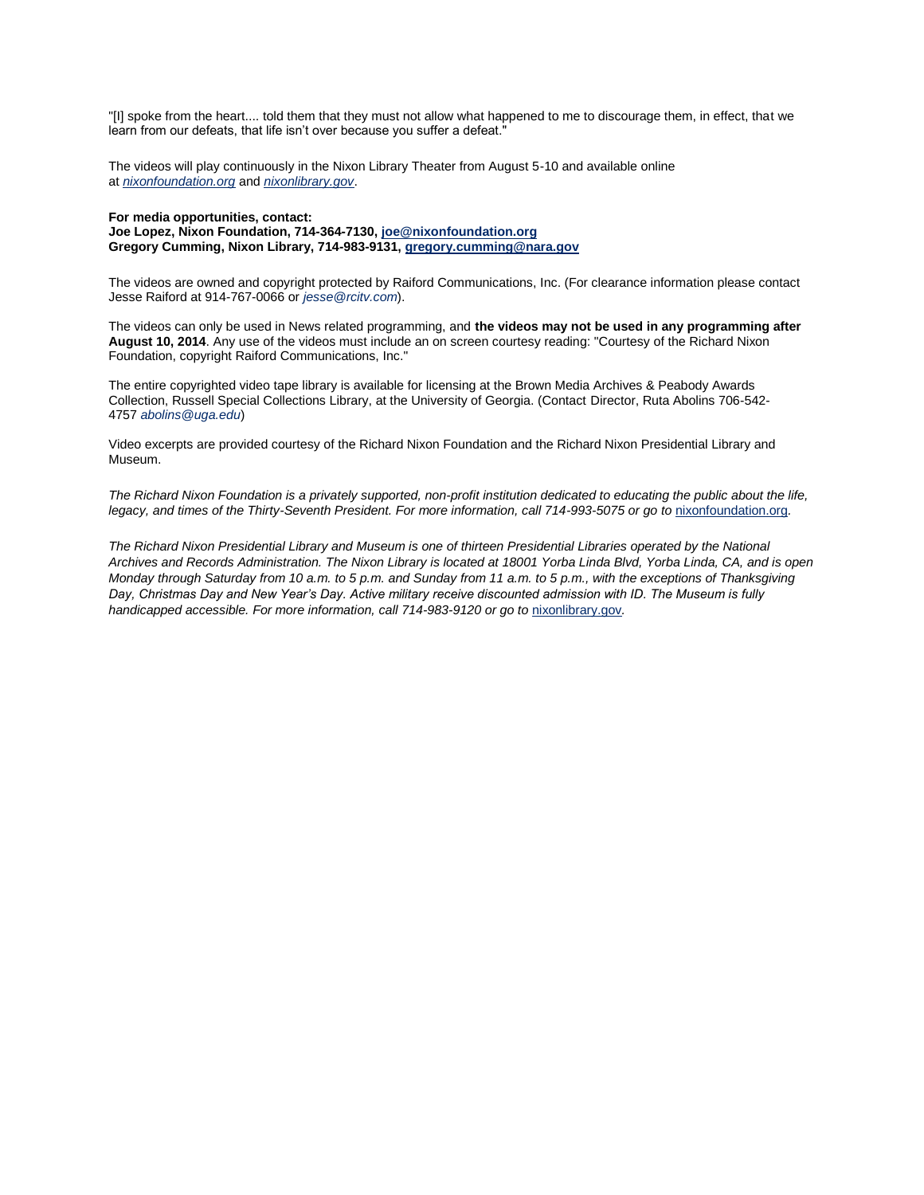"[I] spoke from the heart.... told them that they must not allow what happened to me to discourage them, in effect, that we learn from our defeats, that life isn't over because you suffer a defeat."

The videos will play continuously in the Nixon Library Theater from August 5-10 and available online at *nixonfoundation.org* and *nixonlibrary.gov*.

**For media opportunities, contact:**
**Joe Lopez, Nixon Foundation, 714-364-7130, joe@nixonfoundation.org**
**Gregory Cumming, Nixon Library, 714-983-9131, gregory.cumming@nara.gov**

The videos are owned and copyright protected by Raiford Communications, Inc. (For clearance information please contact Jesse Raiford at 914-767-0066 or *jesse@rcitv.com*).

The videos can only be used in News related programming, and **the videos may not be used in any programming after August 10, 2014**. Any use of the videos must include an on screen courtesy reading: "Courtesy of the Richard Nixon Foundation, copyright Raiford Communications, Inc."

The entire copyrighted video tape library is available for licensing at the Brown Media Archives & Peabody Awards Collection, Russell Special Collections Library, at the University of Georgia. (Contact Director, Ruta Abolins 706-542-4757 *abolins@uga.edu*)

Video excerpts are provided courtesy of the Richard Nixon Foundation and the Richard Nixon Presidential Library and Museum.

*The Richard Nixon Foundation is a privately supported, non-profit institution dedicated to educating the public about the life, legacy, and times of the Thirty-Seventh President. For more information, call 714-993-5075 or go to* nixonfoundation.org*.*

*The Richard Nixon Presidential Library and Museum is one of thirteen Presidential Libraries operated by the National Archives and Records Administration. The Nixon Library is located at 18001 Yorba Linda Blvd, Yorba Linda, CA, and is open Monday through Saturday from 10 a.m. to 5 p.m. and Sunday from 11 a.m. to 5 p.m., with the exceptions of Thanksgiving Day, Christmas Day and New Year's Day. Active military receive discounted admission with ID. The Museum is fully handicapped accessible. For more information, call 714-983-9120 or go to* nixonlibrary.gov*.*